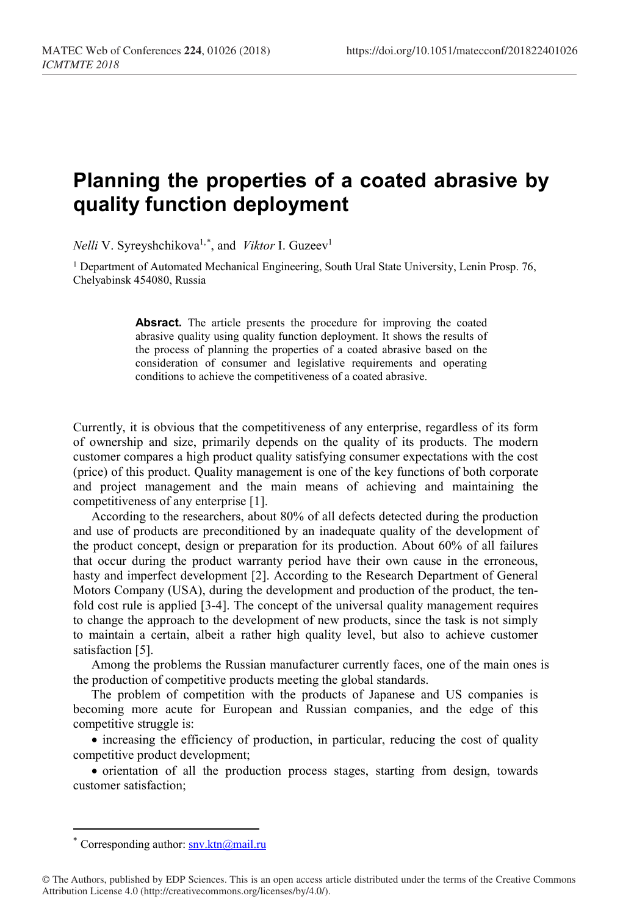# Planning the properties of a coated abrasive by quality function deployment

*Nelli* V. Syreyshchikova[1,*], and *Viktor* I. Guzeev[1]

[1] Department of Automated Mechanical Engineering, South Ural State University, Lenin Prosp. 76, Chelyabinsk 454080, Russia

**Absract.** The article presents the procedure for improving the coated abrasive quality using quality function deployment. It shows the results of the process of planning the properties of a coated abrasive based on the consideration of consumer and legislative requirements and operating conditions to achieve the competitiveness of a coated abrasive.

Currently, it is obvious that the competitiveness of any enterprise, regardless of its form of ownership and size, primarily depends on the quality of its products. The modern customer compares a high product quality satisfying consumer expectations with the cost (price) of this product. Quality management is one of the key functions of both corporate and project management and the main means of achieving and maintaining the competitiveness of any enterprise [1].

According to the researchers, about 80% of all defects detected during the production and use of products are preconditioned by an inadequate quality of the development of the product concept, design or preparation for its production. About 60% of all failures that occur during the product warranty period have their own cause in the erroneous, hasty and imperfect development [2]. According to the Research Department of General Motors Company (USA), during the development and production of the product, the ten-fold cost rule is applied [3-4]. The concept of the universal quality management requires to change the approach to the development of new products, since the task is not simply to maintain a certain, albeit a rather high quality level, but also to achieve customer satisfaction [5].

Among the problems the Russian manufacturer currently faces, one of the main ones is the production of competitive products meeting the global standards.

The problem of competition with the products of Japanese and US companies is becoming more acute for European and Russian companies, and the edge of this competitive struggle is:

- increasing the efficiency of production, in particular, reducing the cost of quality competitive product development;
- orientation of all the production process stages, starting from design, towards customer satisfaction;

* Corresponding author: snv.ktn@mail.ru

© The Authors, published by EDP Sciences. This is an open access article distributed under the terms of the Creative Commons Attribution License 4.0 (http://creativecommons.org/licenses/by/4.0/).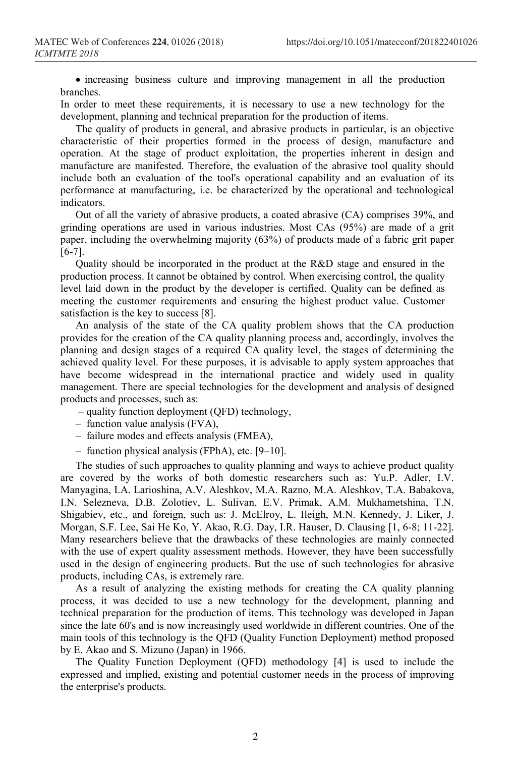- increasing business culture and improving management in all the production branches.

In order to meet these requirements, it is necessary to use a new technology for the development, planning and technical preparation for the production of items.

The quality of products in general, and abrasive products in particular, is an objective characteristic of their properties formed in the process of design, manufacture and operation. At the stage of product exploitation, the properties inherent in design and manufacture are manifested. Therefore, the evaluation of the abrasive tool quality should include both an evaluation of the tool's operational capability and an evaluation of its performance at manufacturing, i.e. be characterized by the operational and technological indicators.

Out of all the variety of abrasive products, a coated abrasive (CA) comprises 39%, and grinding operations are used in various industries. Most CAs (95%) are made of a grit paper, including the overwhelming majority (63%) of products made of a fabric grit paper [6-7].

Quality should be incorporated in the product at the R&D stage and ensured in the production process. It cannot be obtained by control. When exercising control, the quality level laid down in the product by the developer is certified. Quality can be defined as meeting the customer requirements and ensuring the highest product value. Customer satisfaction is the key to success [8].

An analysis of the state of the CA quality problem shows that the CA production provides for the creation of the CA quality planning process and, accordingly, involves the planning and design stages of a required CA quality level, the stages of determining the achieved quality level. For these purposes, it is advisable to apply system approaches that have become widespread in the international practice and widely used in quality management. There are special technologies for the development and analysis of designed products and processes, such as:

- quality function deployment (QFD) technology,
- function value analysis (FVA),
- failure modes and effects analysis (FMEA),
- function physical analysis (FPhA), etc. [9–10].

The studies of such approaches to quality planning and ways to achieve product quality are covered by the works of both domestic researchers such as: Yu.P. Adler, I.V. Manyagina, I.A. Larioshina, A.V. Aleshkov, M.A. Razno, M.A. Aleshkov, T.A. Babakova, I.N. Selezneva, D.B. Zolotiev, L. Sulivan, E.V. Primak, A.M. Mukhametshina, T.N. Shigabiev, etc., and foreign, such as: J. McElroy, L. Ileigh, M.N. Kennedy, J. Liker, J. Morgan, S.F. Lee, Sai He Ko, Y. Akao, R.G. Day, I.R. Hauser, D. Clausing [1, 6-8; 11-22]. Many researchers believe that the drawbacks of these technologies are mainly connected with the use of expert quality assessment methods. However, they have been successfully used in the design of engineering products. But the use of such technologies for abrasive products, including CAs, is extremely rare.

As a result of analyzing the existing methods for creating the CA quality planning process, it was decided to use a new technology for the development, planning and technical preparation for the production of items. This technology was developed in Japan since the late 60's and is now increasingly used worldwide in different countries. One of the main tools of this technology is the QFD (Quality Function Deployment) method proposed by E. Akao and S. Mizuno (Japan) in 1966.

The Quality Function Deployment (QFD) methodology [4] is used to include the expressed and implied, existing and potential customer needs in the process of improving the enterprise's products.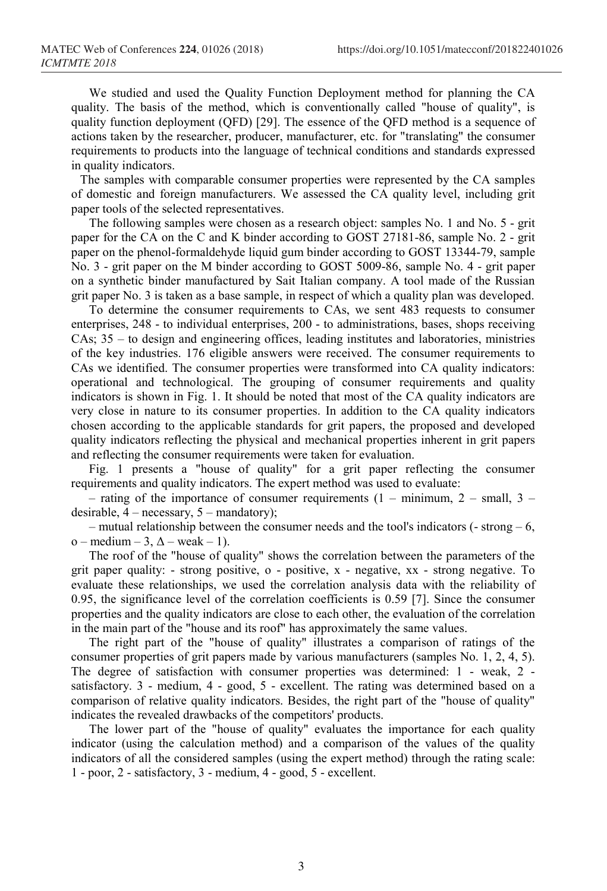We studied and used the Quality Function Deployment method for planning the CA quality. The basis of the method, which is conventionally called "house of quality", is quality function deployment (QFD) [29]. The essence of the QFD method is a sequence of actions taken by the researcher, producer, manufacturer, etc. for "translating" the consumer requirements to products into the language of technical conditions and standards expressed in quality indicators.

The samples with comparable consumer properties were represented by the CA samples of domestic and foreign manufacturers. We assessed the CA quality level, including grit paper tools of the selected representatives.

The following samples were chosen as a research object: samples No. 1 and No. 5 - grit paper for the CA on the C and K binder according to GOST 27181-86, sample No. 2 - grit paper on the phenol-formaldehyde liquid gum binder according to GOST 13344-79, sample No. 3 - grit paper on the M binder according to GOST 5009-86, sample No. 4 - grit paper on a synthetic binder manufactured by Sait Italian company. A tool made of the Russian grit paper No. 3 is taken as a base sample, in respect of which a quality plan was developed.

To determine the consumer requirements to CAs, we sent 483 requests to consumer enterprises, 248 - to individual enterprises, 200 - to administrations, bases, shops receiving CAs; 35 – to design and engineering offices, leading institutes and laboratories, ministries of the key industries. 176 eligible answers were received. The consumer requirements to CAs we identified. The consumer properties were transformed into CA quality indicators: operational and technological. The grouping of consumer requirements and quality indicators is shown in Fig. 1. It should be noted that most of the CA quality indicators are very close in nature to its consumer properties. In addition to the CA quality indicators chosen according to the applicable standards for grit papers, the proposed and developed quality indicators reflecting the physical and mechanical properties inherent in grit papers and reflecting the consumer requirements were taken for evaluation.

Fig. 1 presents a "house of quality" for a grit paper reflecting the consumer requirements and quality indicators. The expert method was used to evaluate:

– rating of the importance of consumer requirements (1 – minimum, 2 – small, 3 – desirable, 4 – necessary, 5 – mandatory);

– mutual relationship between the consumer needs and the tool's indicators (- strong – 6, o – medium – 3, Δ – weak – 1).

The roof of the "house of quality" shows the correlation between the parameters of the grit paper quality: - strong positive, o - positive, x - negative, xx - strong negative. To evaluate these relationships, we used the correlation analysis data with the reliability of 0.95, the significance level of the correlation coefficients is 0.59 [7]. Since the consumer properties and the quality indicators are close to each other, the evaluation of the correlation in the main part of the "house and its roof" has approximately the same values.

The right part of the "house of quality" illustrates a comparison of ratings of the consumer properties of grit papers made by various manufacturers (samples No. 1, 2, 4, 5). The degree of satisfaction with consumer properties was determined: 1 - weak, 2 - satisfactory. 3 - medium, 4 - good, 5 - excellent. The rating was determined based on a comparison of relative quality indicators. Besides, the right part of the "house of quality" indicates the revealed drawbacks of the competitors' products.

The lower part of the "house of quality" evaluates the importance for each quality indicator (using the calculation method) and a comparison of the values of the quality indicators of all the considered samples (using the expert method) through the rating scale: 1 - poor, 2 - satisfactory, 3 - medium, 4 - good, 5 - excellent.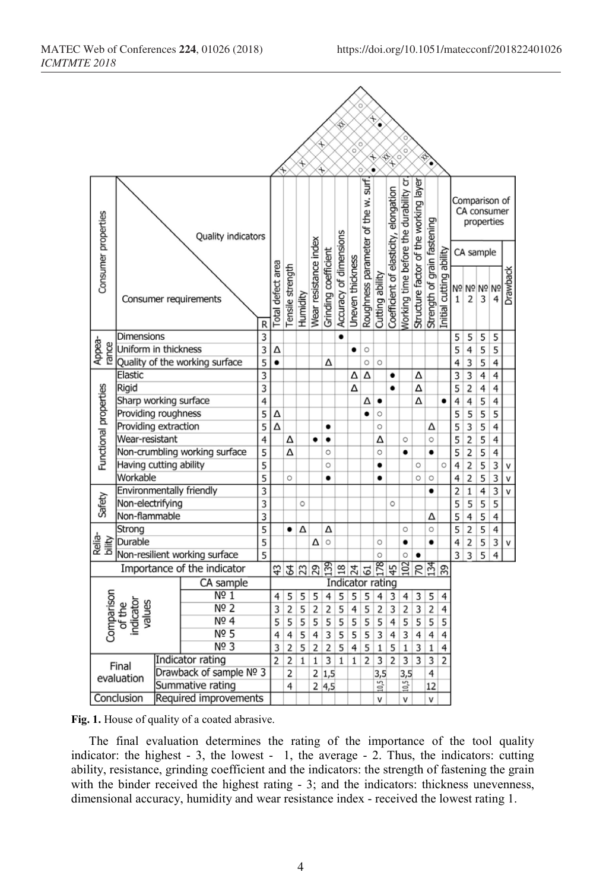| Consumer properties | Consumer requirements | R | Total defect area | Tensile strength | Humidity | Wear resistance index | Grinding coefficient | Accuracy of dimensions | Uneven thickness | Roughness parameter of the w. surf. | Cutting ability | Coefficient of elasticity, elongation | Working time before the durability cr | Structure factor of the working layer | Strength of grain fastening | Initial cutting ability | CA sample № 1 | CA sample № 2 | CA sample № 3 | CA sample № 4 | Drawback |
|---|---|---|---|---|---|---|---|---|---|---|---|---|---|---|---|---|---|---|---|---|---|
| Appearance | Dimensions | 3 | | | | | | ● | | | | | | | | | 5 | 5 | 5 | 5 | |
| | Uniform in thickness | 3 | Δ | | | | | | ● | ○ | | | | | | | 5 | 4 | 5 | 5 | |
| | Quality of the working surface | 5 | ● | | | | Δ | | | ○ | ○ | | | | | | 4 | 3 | 5 | 4 | |
| Functional properties | Elastic | 3 | | | | | | | Δ | Δ | | ● | | Δ | | | 3 | 3 | 4 | 4 | |
| | Rigid | 3 | | | | | | | Δ | | | ● | | Δ | | | 5 | 2 | 4 | 4 | |
| | Sharp working surface | 4 | | | | | | | | Δ | ● | | | Δ | | ● | 4 | 4 | 5 | 4 | |
| | Providing roughness | 5 | Δ | | | | | | | ● | ○ | | | | | | 5 | 5 | 5 | 5 | |
| | Providing extraction | 5 | Δ | | | | ● | | | | ○ | | | | Δ | | 5 | 3 | 5 | 4 | |
| | Wear-resistant | 4 | | Δ | | ● | ● | | | | Δ | | ○ | | ○ | | 5 | 2 | 5 | 4 | |
| | Non-crumbling working surface | 5 | | Δ | | | ○ | | | | ○ | | ● | | ● | | 5 | 2 | 5 | 4 | |
| | Having cutting ability | 5 | | | | | ○ | | | | ● | | | ○ | | ○ | 4 | 2 | 5 | 3 | v |
| | Workable | 5 | | ○ | | | ● | | | | ● | | | ○ | ○ | | 4 | 2 | 5 | 3 | v |
| Safety | Environmentally friendly | 3 | | | | | | | | | | | | | ● | | 2 | 1 | 4 | 3 | v |
| | Non-electrifying | 3 | | | ○ | | | | | | | ○ | | | | | 5 | 5 | 5 | 5 | |
| | Non-flammable | 3 | | | | | | | | | | | | | Δ | | 5 | 4 | 5 | 4 | |
| Reliability | Strong | 5 | | ● | Δ | | Δ | | | | | | ○ | | ○ | | 5 | 2 | 5 | 4 | |
| | Durable | 5 | | | | Δ | ○ | | | | ○ | | ● | | ● | | 4 | 2 | 5 | 3 | v |
| | Non-resilient working surface | 5 | | | | | | | | | ○ | | ○ | ● | | | 3 | 3 | 5 | 4 | |
| Importance of the indicator | | | 43 | 64 | 23 | 29 | 139 | 18 | 24 | 61 | 178 | 45 | 102 | 70 | 134 | 39 | | | | | |
| Comparison of the indicator values | CA sample | | Indicator rating | | | | | | | | | | | | | | | | | | |
| | № 1 | | 4 | 5 | 5 | 5 | 4 | 5 | 5 | 5 | 4 | 3 | 4 | 3 | 5 | 4 | | | | | |
| | № 2 | | 3 | 2 | 5 | 2 | 2 | 5 | 4 | 5 | 2 | 3 | 2 | 3 | 2 | 4 | | | | | |
| | № 4 | | 5 | 5 | 5 | 5 | 5 | 5 | 5 | 5 | 5 | 4 | 5 | 5 | 5 | 5 | | | | | |
| | № 5 | | 4 | 4 | 5 | 4 | 3 | 5 | 5 | 5 | 3 | 4 | 3 | 4 | 4 | 4 | | | | | |
| | № 3 | | 3 | 2 | 5 | 2 | 2 | 5 | 4 | 5 | 1 | 5 | 1 | 3 | 1 | 4 | | | | | |
| Final evaluation | Indicator rating | | 2 | 2 | 1 | 1 | 3 | 1 | 1 | 2 | 3 | 2 | 3 | 3 | 3 | 2 | | | | | |
| | Drawback of sample № 3 | | | 2 | | 2 | 1,5 | | | | 3,5 | | 3,5 | | 4 | | | | | | |
| | Summative rating | | | 4 | | 2 | 4,5 | | | | 10,5 | | 10,5 | | 12 | | | | | | |
| Conclusion | Required improvements | | | | | | | | | | v | | v | | v | | | | | | |

**Fig. 1.** House of quality of a coated abrasive.

The final evaluation determines the rating of the importance of the tool quality indicator: the highest - 3, the lowest - 1, the average - 2. Thus, the indicators: cutting ability, resistance, grinding coefficient and the indicators: the strength of fastening the grain with the binder received the highest rating - 3; and the indicators: thickness unevenness, dimensional accuracy, humidity and wear resistance index - received the lowest rating 1.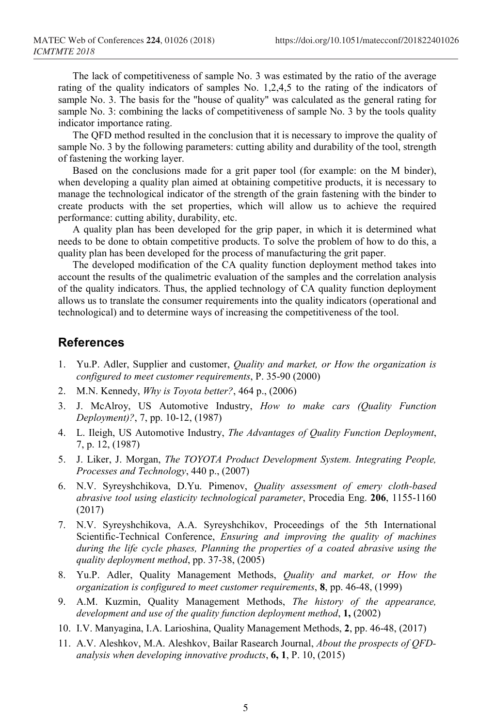The lack of competitiveness of sample No. 3 was estimated by the ratio of the average rating of the quality indicators of samples No. 1,2,4,5 to the rating of the indicators of sample No. 3. The basis for the "house of quality" was calculated as the general rating for sample No. 3: combining the lacks of competitiveness of sample No. 3 by the tools quality indicator importance rating.

The QFD method resulted in the conclusion that it is necessary to improve the quality of sample No. 3 by the following parameters: cutting ability and durability of the tool, strength of fastening the working layer.

Based on the conclusions made for a grit paper tool (for example: on the M binder), when developing a quality plan aimed at obtaining competitive products, it is necessary to manage the technological indicator of the strength of the grain fastening with the binder to create products with the set properties, which will allow us to achieve the required performance: cutting ability, durability, etc.

A quality plan has been developed for the grip paper, in which it is determined what needs to be done to obtain competitive products. To solve the problem of how to do this, a quality plan has been developed for the process of manufacturing the grit paper.

The developed modification of the CA quality function deployment method takes into account the results of the qualimetric evaluation of the samples and the correlation analysis of the quality indicators. Thus, the applied technology of CA quality function deployment allows us to translate the consumer requirements into the quality indicators (operational and technological) and to determine ways of increasing the competitiveness of the tool.

## References

1. Yu.P. Adler, Supplier and customer, *Quality and market, or How the organization is configured to meet customer requirements*, P. 35-90 (2000)
2. M.N. Kennedy, *Why is Toyota better?*, 464 p., (2006)
3. J. McAlroy, US Automotive Industry, *How to make cars (Quality Function Deployment)?*, 7, pp. 10-12, (1987)
4. L. Ileigh, US Automotive Industry, *The Advantages of Quality Function Deployment*, 7, p. 12, (1987)
5. J. Liker, J. Morgan, *The TOYOTA Product Development System. Integrating People, Processes and Technology*, 440 p., (2007)
6. N.V. Syreyshchikova, D.Yu. Pimenov, *Quality assessment of emery cloth-based abrasive tool using elasticity technological parameter*, Procedia Eng. **206**, 1155-1160 (2017)
7. N.V. Syreyshchikova, A.A. Syreyshchikov, Proceedings of the 5th International Scientific-Technical Conference, *Ensuring and improving the quality of machines during the life cycle phases, Planning the properties of a coated abrasive using the quality deployment method*, pp. 37-38, (2005)
8. Yu.P. Adler, Quality Management Methods, *Quality and market, or How the organization is configured to meet customer requirements*, **8**, pp. 46-48, (1999)
9. A.M. Kuzmin, Quality Management Methods, *The history of the appearance, development and use of the quality function deployment method*, **1,** (2002)
10. I.V. Manyagina, I.A. Larioshina, Quality Management Methods, **2**, pp. 46-48, (2017)
11. A.V. Aleshkov, M.A. Aleshkov, Bailar Rasearch Journal, *About the prospects of QFD-analysis when developing innovative products*, **6, 1**, P. 10, (2015)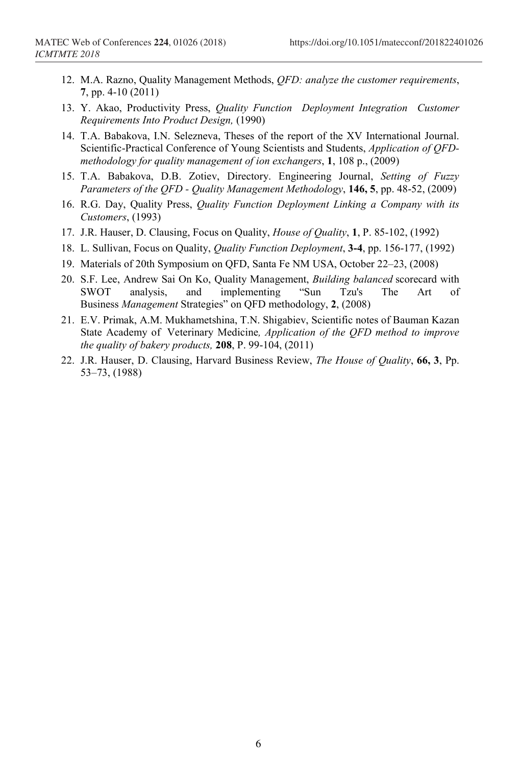12. M.A. Razno, Quality Management Methods, *QFD: analyze the customer requirements*, **7**, pp. 4-10 (2011)
13. Y. Akao, Productivity Press, *Quality Function Deployment Integration Customer Requirements Into Product Design,* (1990)
14. T.A. Babakova, I.N. Selezneva, Theses of the report of the XV International Journal. Scientific-Practical Conference of Young Scientists and Students, *Application of QFD-methodology for quality management of ion exchangers*, **1**, 108 p., (2009)
15. T.A. Babakova, D.B. Zotiev, Directory. Engineering Journal, *Setting of Fuzzy Parameters of the QFD - Quality Management Methodology*, **146, 5**, pp. 48-52, (2009)
16. R.G. Day, Quality Press, *Quality Function Deployment Linking a Company with its Customers*, (1993)
17. J.R. Hauser, D. Clausing, Focus on Quality, *House of Quality*, **1**, P. 85-102, (1992)
18. L. Sullivan, Focus on Quality, *Quality Function Deployment*, **3-4**, pp. 156-177, (1992)
19. Materials of 20th Symposium on QFD, Santa Fe NM USA, October 22–23, (2008)
20. S.F. Lee, Andrew Sai On Ko, Quality Management, *Building balanced* scorecard with SWOT analysis, and implementing "Sun Tzu's The Art of Business *Management* Strategies" on QFD methodology, **2**, (2008)
21. E.V. Primak, A.M. Mukhametshina, T.N. Shigabiev, Scientific notes of Bauman Kazan State Academy of Veterinary Medicine*, Application of the QFD method to improve the quality of bakery products,* **208**, P. 99-104, (2011)
22. J.R. Hauser, D. Clausing, Harvard Business Review, *The House of Quality*, **66, 3**, Pp. 53–73, (1988)